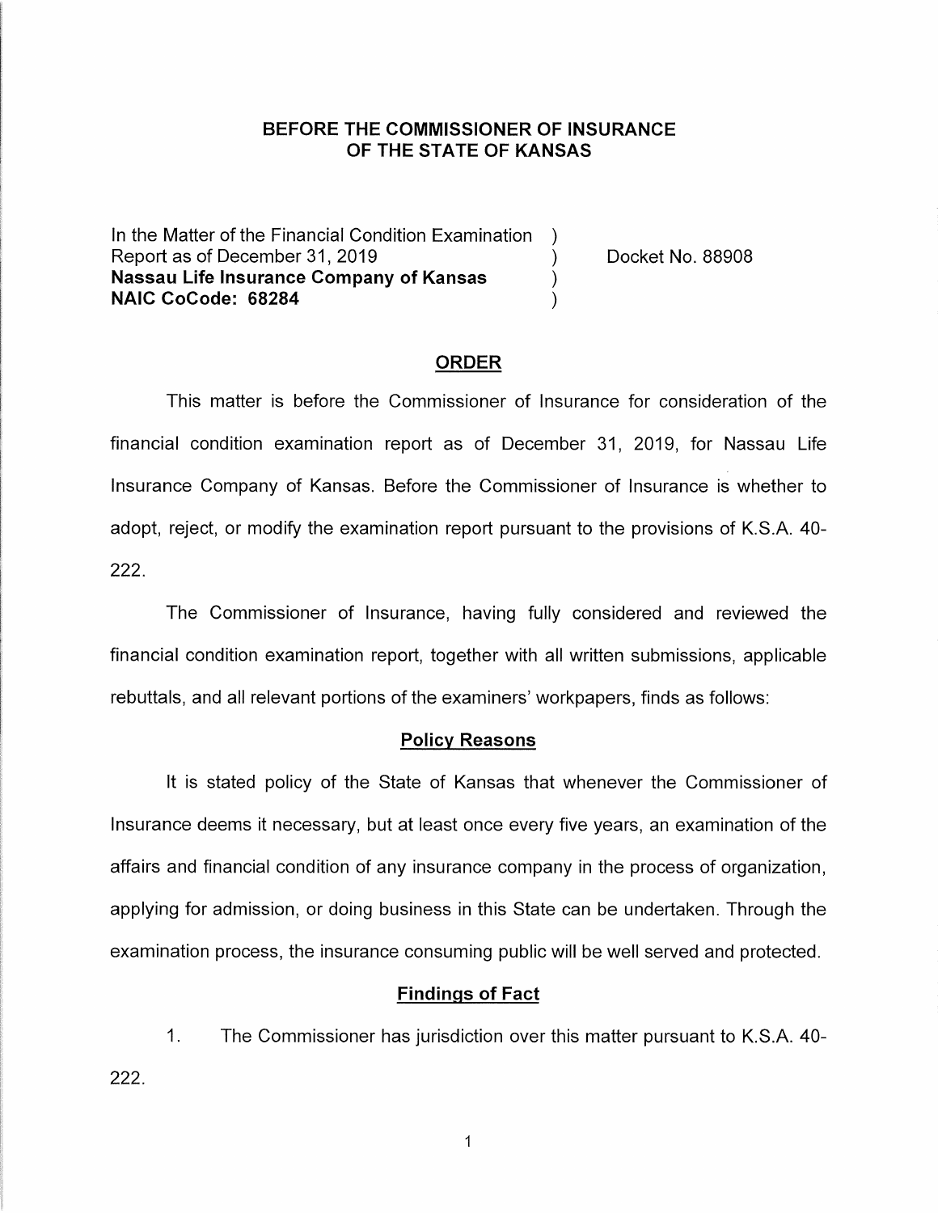**BEFORE THE COMMISSIONER OF INSURANCE OF THE STATE OF KANSAS**

In the Matter of the Financial Condition Examination )
Report as of December 31, 2019 ) Docket No. 88908
**Nassau Life Insurance Company of Kansas** )
**NAIC CoCode: 68284** )

## ORDER

This matter is before the Commissioner of Insurance for consideration of the financial condition examination report as of December 31, 2019, for Nassau Life Insurance Company of Kansas. Before the Commissioner of Insurance is whether to adopt, reject, or modify the examination report pursuant to the provisions of K.S.A. 40-222.

The Commissioner of Insurance, having fully considered and reviewed the financial condition examination report, together with all written submissions, applicable rebuttals, and all relevant portions of the examiners' workpapers, finds as follows:

### Policy Reasons

It is stated policy of the State of Kansas that whenever the Commissioner of Insurance deems it necessary, but at least once every five years, an examination of the affairs and financial condition of any insurance company in the process of organization, applying for admission, or doing business in this State can be undertaken. Through the examination process, the insurance consuming public will be well served and protected.

### Findings of Fact

1. The Commissioner has jurisdiction over this matter pursuant to K.S.A. 40-222.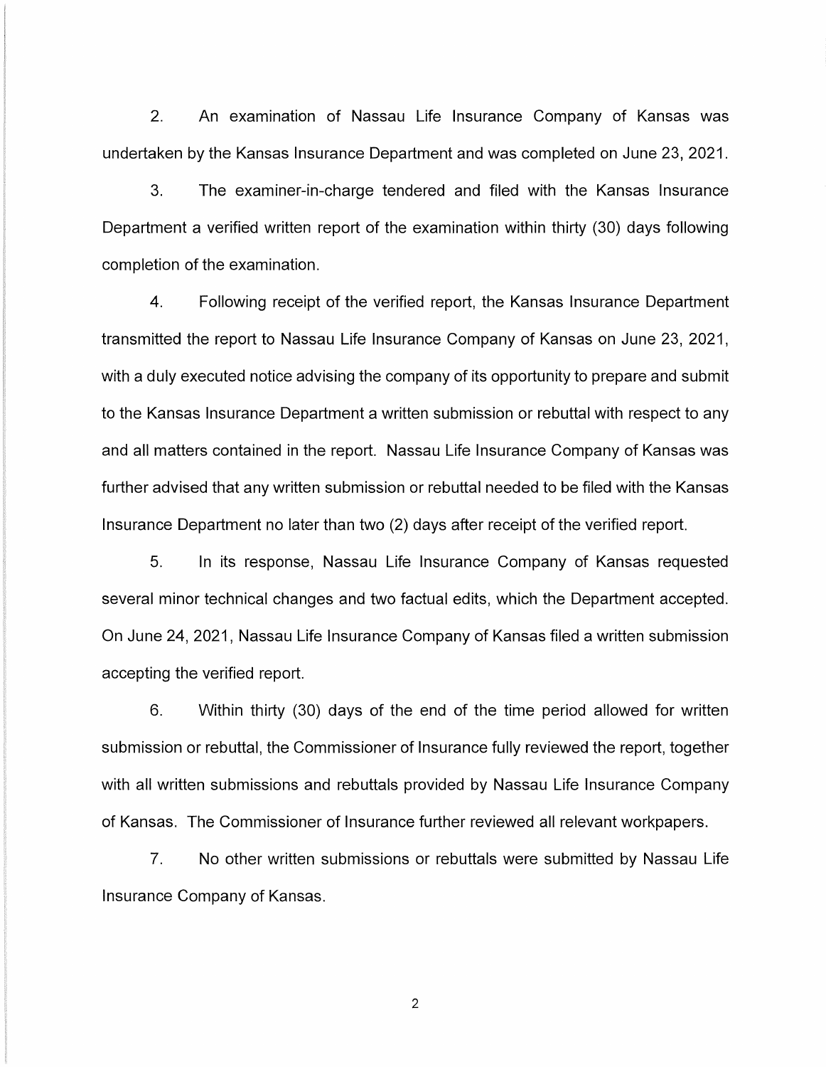2. An examination of Nassau Life Insurance Company of Kansas was undertaken by the Kansas Insurance Department and was completed on June 23, 2021.

3. The examiner-in-charge tendered and filed with the Kansas Insurance Department a verified written report of the examination within thirty (30) days following completion of the examination.

4. Following receipt of the verified report, the Kansas Insurance Department transmitted the report to Nassau Life Insurance Company of Kansas on June 23, 2021, with a duly executed notice advising the company of its opportunity to prepare and submit to the Kansas Insurance Department a written submission or rebuttal with respect to any and all matters contained in the report. Nassau Life Insurance Company of Kansas was further advised that any written submission or rebuttal needed to be filed with the Kansas Insurance Department no later than two (2) days after receipt of the verified report.

5. In its response, Nassau Life Insurance Company of Kansas requested several minor technical changes and two factual edits, which the Department accepted. On June 24, 2021, Nassau Life Insurance Company of Kansas filed a written submission accepting the verified report.

6. Within thirty (30) days of the end of the time period allowed for written submission or rebuttal, the Commissioner of Insurance fully reviewed the report, together with all written submissions and rebuttals provided by Nassau Life Insurance Company of Kansas. The Commissioner of Insurance further reviewed all relevant workpapers.

7. No other written submissions or rebuttals were submitted by Nassau Life Insurance Company of Kansas.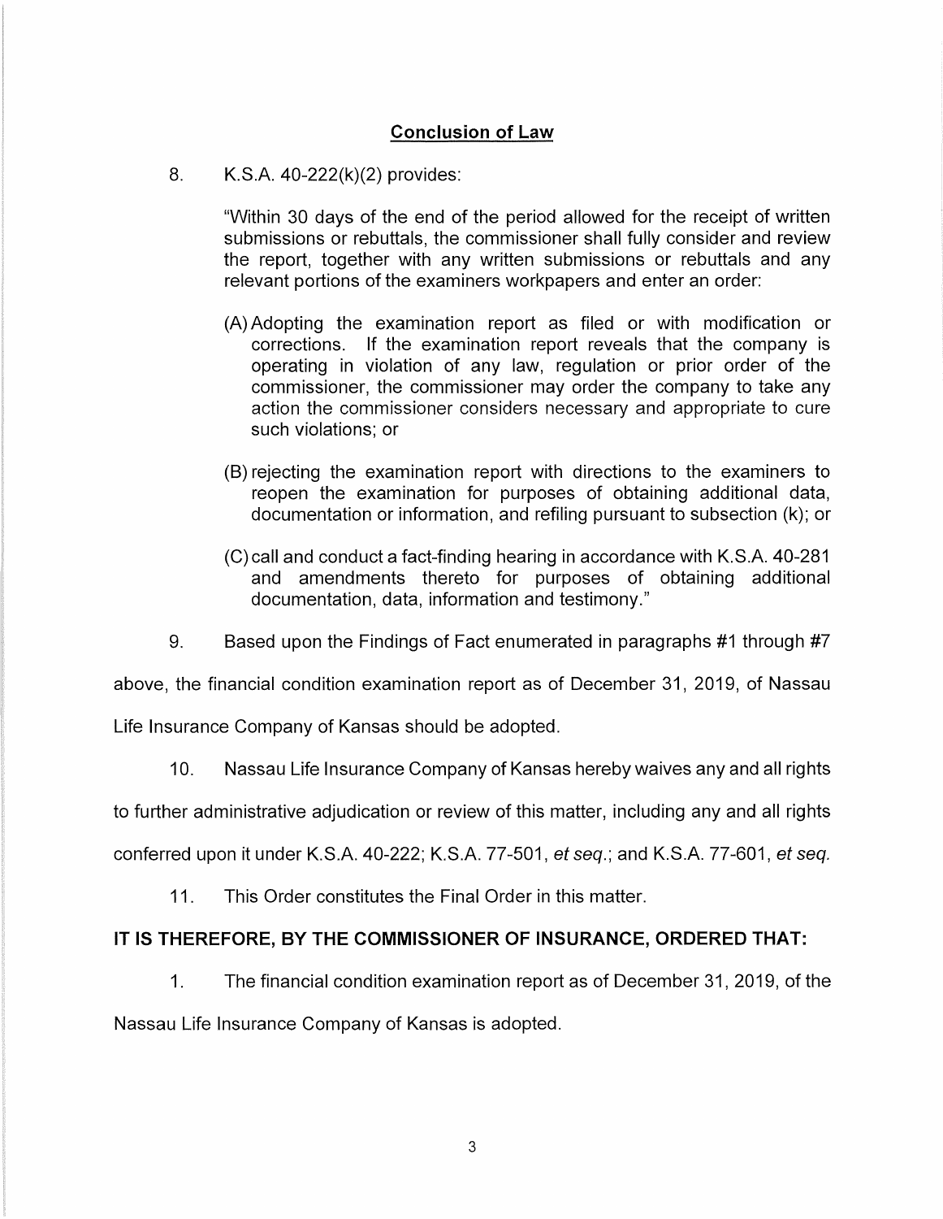## Conclusion of Law

8. K.S.A. 40-222(k)(2) provides:

> "Within 30 days of the end of the period allowed for the receipt of written submissions or rebuttals, the commissioner shall fully consider and review the report, together with any written submissions or rebuttals and any relevant portions of the examiners workpapers and enter an order:
>
> (A) Adopting the examination report as filed or with modification or corrections. If the examination report reveals that the company is operating in violation of any law, regulation or prior order of the commissioner, the commissioner may order the company to take any action the commissioner considers necessary and appropriate to cure such violations; or
>
> (B) rejecting the examination report with directions to the examiners to reopen the examination for purposes of obtaining additional data, documentation or information, and refiling pursuant to subsection (k); or
>
> (C) call and conduct a fact-finding hearing in accordance with K.S.A. 40-281 and amendments thereto for purposes of obtaining additional documentation, data, information and testimony."

9. Based upon the Findings of Fact enumerated in paragraphs #1 through #7 above, the financial condition examination report as of December 31, 2019, of Nassau Life Insurance Company of Kansas should be adopted.

10. Nassau Life Insurance Company of Kansas hereby waives any and all rights to further administrative adjudication or review of this matter, including any and all rights conferred upon it under K.S.A. 40-222; K.S.A. 77-501, *et seq.*; and K.S.A. 77-601, *et seq.*

11. This Order constitutes the Final Order in this matter.

**IT IS THEREFORE, BY THE COMMISSIONER OF INSURANCE, ORDERED THAT:**

1. The financial condition examination report as of December 31, 2019, of the Nassau Life Insurance Company of Kansas is adopted.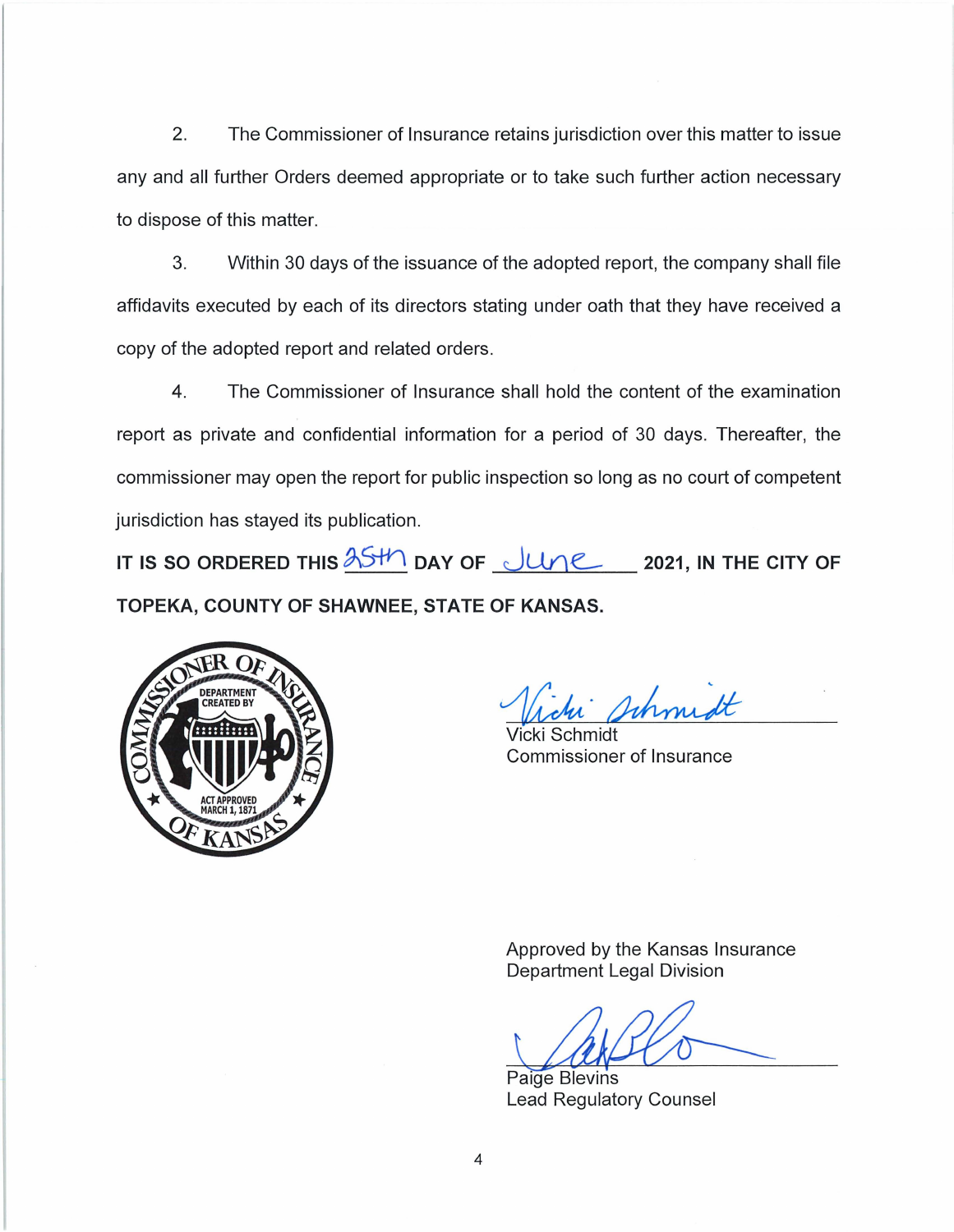2. The Commissioner of Insurance retains jurisdiction over this matter to issue any and all further Orders deemed appropriate or to take such further action necessary to dispose of this matter.

3. Within 30 days of the issuance of the adopted report, the company shall file affidavits executed by each of its directors stating under oath that they have received a copy of the adopted report and related orders.

4. The Commissioner of Insurance shall hold the content of the examination report as private and confidential information for a period of 30 days. Thereafter, the commissioner may open the report for public inspection so long as no court of competent jurisdiction has stayed its publication.

**IT IS SO ORDERED THIS 25th DAY OF June 2021, IN THE CITY OF TOPEKA, COUNTY OF SHAWNEE, STATE OF KANSAS.**

COMMISSIONER OF INSURANCE OF KANSAS — DEPARTMENT CREATED BY ACT APPROVED MARCH 1, 1871

Vicki Schmidt
Commissioner of Insurance

Approved by the Kansas Insurance Department Legal Division

Paige Blevins
Lead Regulatory Counsel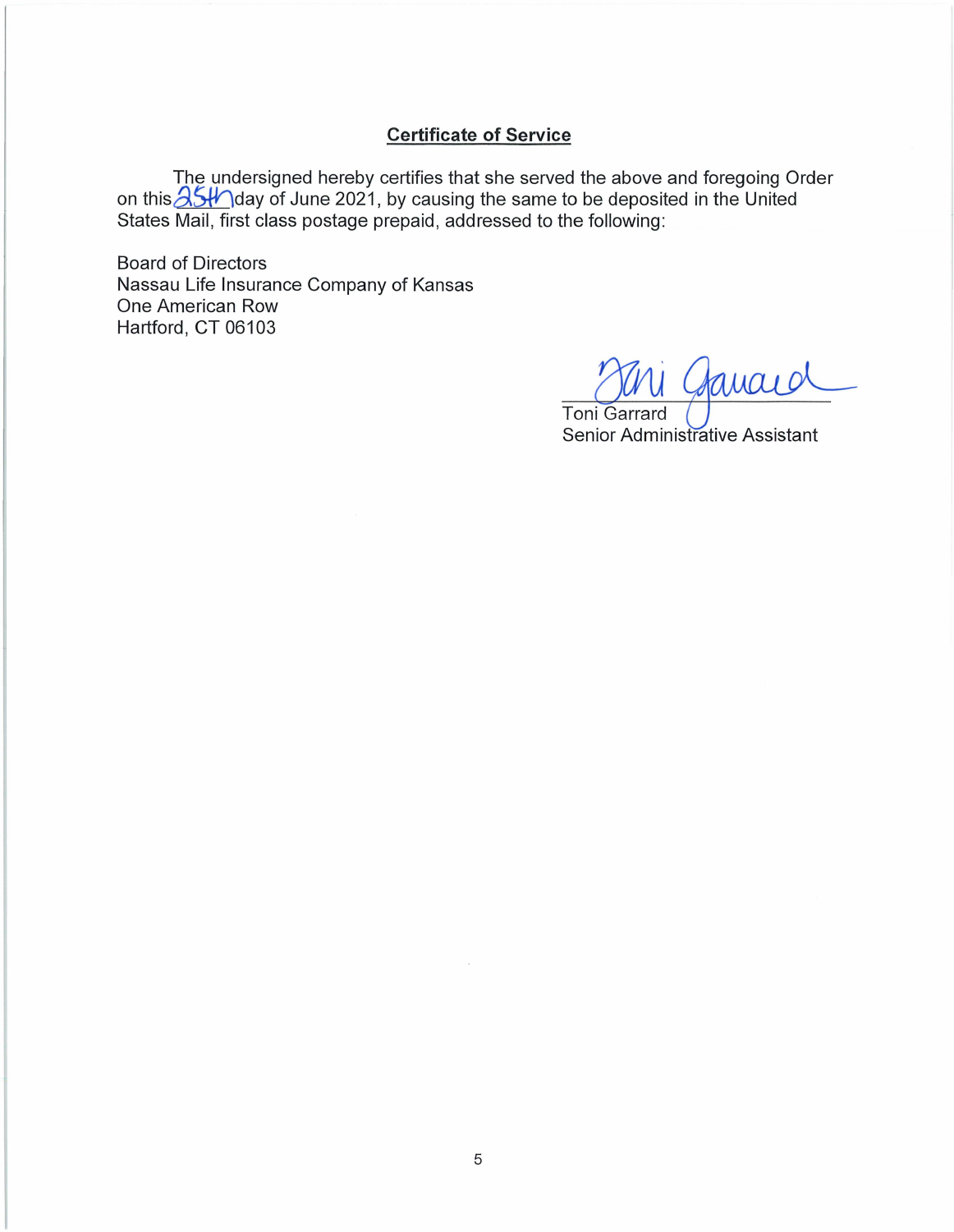## Certificate of Service

The undersigned hereby certifies that she served the above and foregoing Order on this 25th day of June 2021, by causing the same to be deposited in the United States Mail, first class postage prepaid, addressed to the following:

Board of Directors
Nassau Life Insurance Company of Kansas
One American Row
Hartford, CT 06103

Toni Garrard
Senior Administrative Assistant